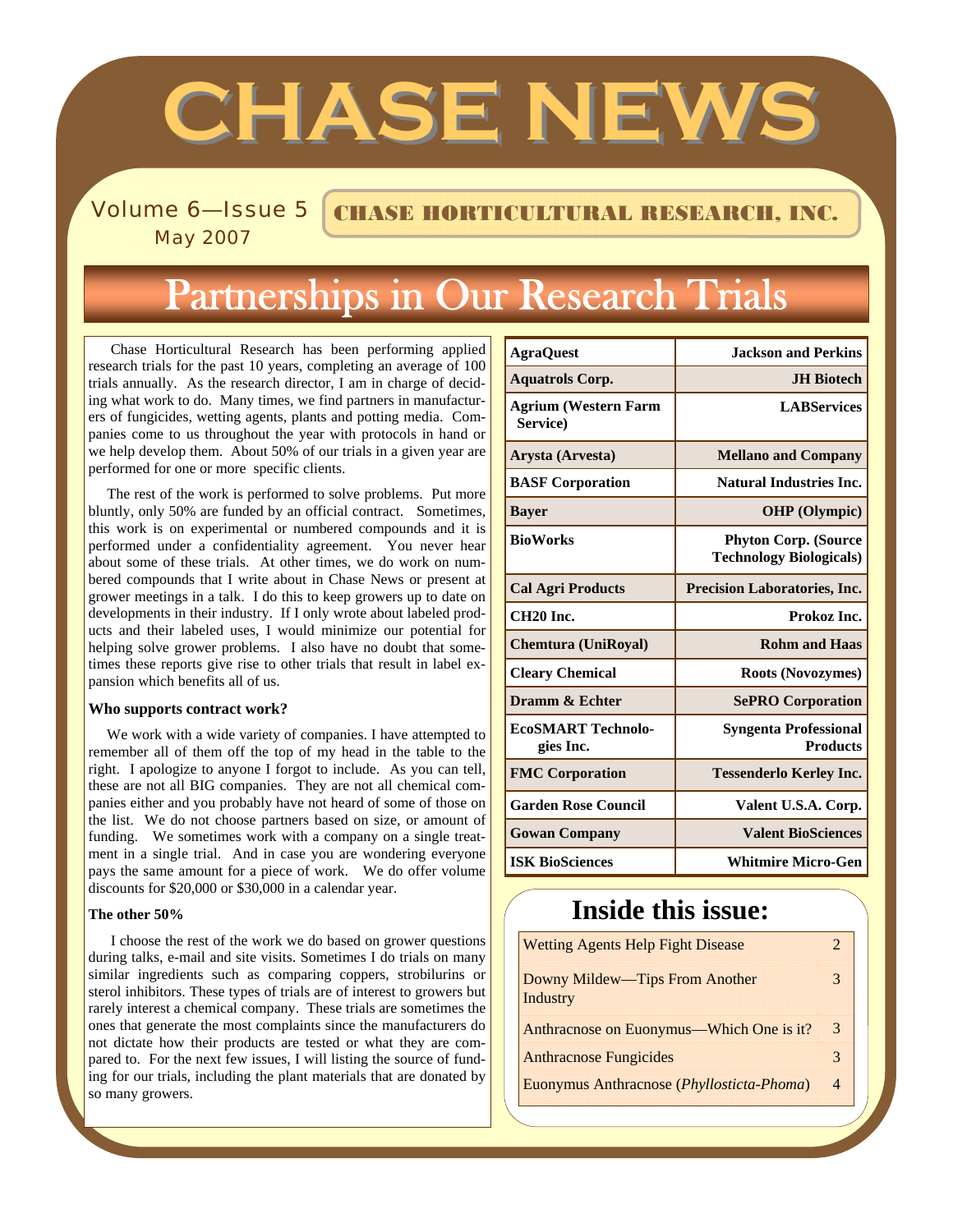# CHASE NEWS

Volume 6—Issue 5
May 2007

**CHASE HORTICULTURAL RESEARCH, INC.**

## Partnerships in Our Research Trials

Chase Horticultural Research has been performing applied research trials for the past 10 years, completing an average of 100 trials annually. As the research director, I am in charge of deciding what work to do. Many times, we find partners in manufacturers of fungicides, wetting agents, plants and potting media. Companies come to us throughout the year with protocols in hand or we help develop them. About 50% of our trials in a given year are performed for one or more specific clients.

The rest of the work is performed to solve problems. Put more bluntly, only 50% are funded by an official contract. Sometimes, this work is on experimental or numbered compounds and it is performed under a confidentiality agreement. You never hear about some of these trials. At other times, we do work on numbered compounds that I write about in Chase News or present at grower meetings in a talk. I do this to keep growers up to date on developments in their industry. If I only wrote about labeled products and their labeled uses, I would minimize our potential for helping solve grower problems. I also have no doubt that sometimes these reports give rise to other trials that result in label expansion which benefits all of us.

**Who supports contract work?**

We work with a wide variety of companies. I have attempted to remember all of them off the top of my head in the table to the right. I apologize to anyone I forgot to include. As you can tell, these are not all BIG companies. They are not all chemical companies either and you probably have not heard of some of those on the list. We do not choose partners based on size, or amount of funding. We sometimes work with a company on a single treatment in a single trial. And in case you are wondering everyone pays the same amount for a piece of work. We do offer volume discounts for $20,000 or $30,000 in a calendar year.

**The other 50%**

I choose the rest of the work we do based on grower questions during talks, e-mail and site visits. Sometimes I do trials on many similar ingredients such as comparing coppers, strobilurins or sterol inhibitors. These types of trials are of interest to growers but rarely interest a chemical company. These trials are sometimes the ones that generate the most complaints since the manufacturers do not dictate how their products are tested or what they are compared to. For the next few issues, I will listing the source of funding for our trials, including the plant materials that are donated by so many growers.

| | |
|---|---|
| **AgraQuest** | **Jackson and Perkins** |
| **Aquatrols Corp.** | **JH Biotech** |
| **Agrium (Western Farm Service)** | **LABServices** |
| **Arysta (Arvesta)** | **Mellano and Company** |
| **BASF Corporation** | **Natural Industries Inc.** |
| **Bayer** | **OHP (Olympic)** |
| **BioWorks** | **Phyton Corp. (Source Technology Biologicals)** |
| **Cal Agri Products** | **Precision Laboratories, Inc.** |
| **CH20 Inc.** | **Prokoz Inc.** |
| **Chemtura (UniRoyal)** | **Rohm and Haas** |
| **Cleary Chemical** | **Roots (Novozymes)** |
| **Dramm & Echter** | **SePRO Corporation** |
| **EcoSMART Technologies Inc.** | **Syngenta Professional Products** |
| **FMC Corporation** | **Tessenderlo Kerley Inc.** |
| **Garden Rose Council** | **Valent U.S.A. Corp.** |
| **Gowan Company** | **Valent BioSciences** |
| **ISK BioSciences** | **Whitmire Micro-Gen** |

### Inside this issue:

| | |
|---|---|
| Wetting Agents Help Fight Disease | 2 |
| Downy Mildew—Tips From Another Industry | 3 |
| Anthracnose on Euonymus—Which One is it? | 3 |
| Anthracnose Fungicides | 3 |
| Euonymus Anthracnose (*Phyllosticta-Phoma*) | 4 |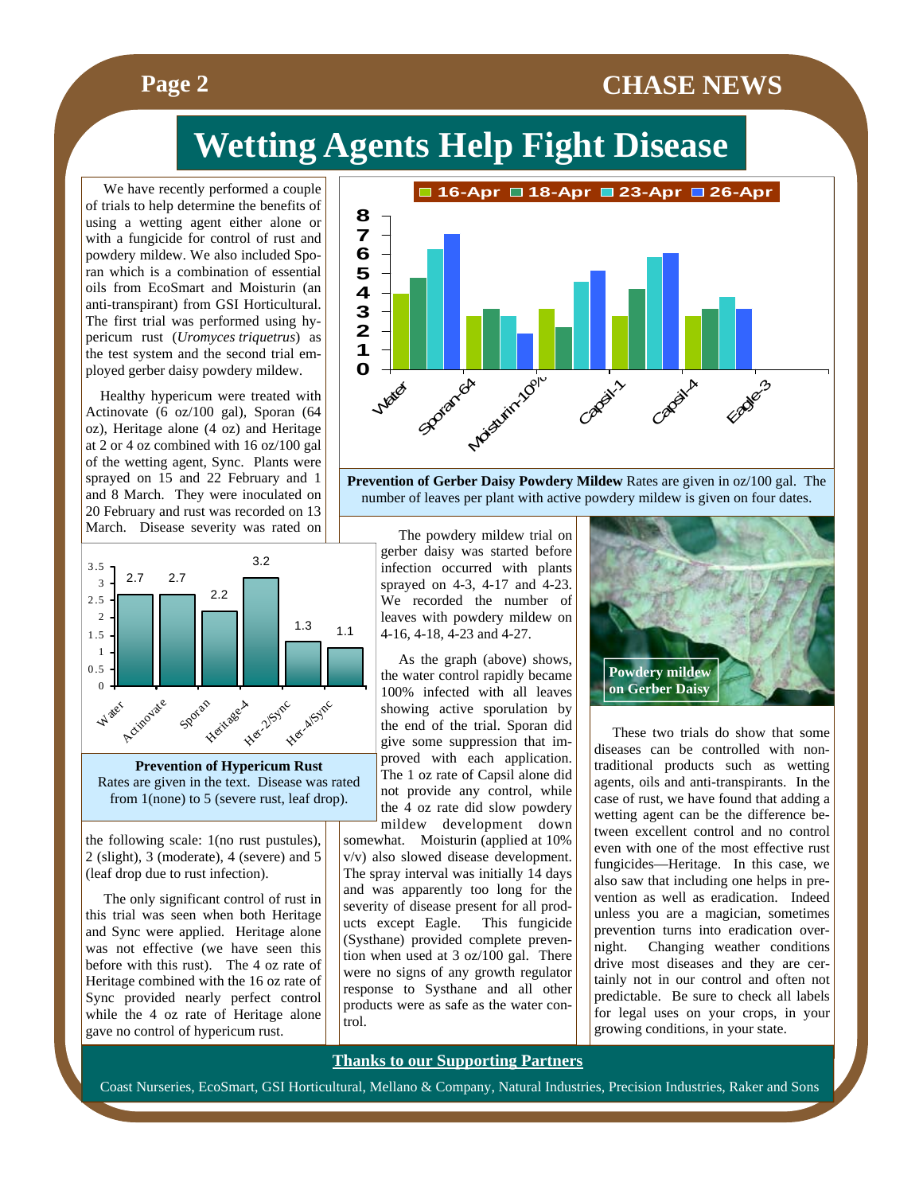# Wetting Agents Help Fight Disease

We have recently performed a couple of trials to help determine the benefits of using a wetting agent either alone or with a fungicide for control of rust and powdery mildew. We also included Sporan which is a combination of essential oils from EcoSmart and Moisturin (an anti-transpirant) from GSI Horticultural. The first trial was performed using hypericum rust (*Uromyces triquetrus*) as the test system and the second trial employed gerber daisy powdery mildew.

Healthy hypericum were treated with Actinovate (6 oz/100 gal), Sporan (64 oz), Heritage alone (4 oz) and Heritage at 2 or 4 oz combined with 16 oz/100 gal of the wetting agent, Sync. Plants were sprayed on 15 and 22 February and 1 and 8 March. They were inoculated on 20 February and rust was recorded on 13 March. Disease severity was rated on the following scale: 1(no rust pustules), 2 (slight), 3 (moderate), 4 (severe) and 5 (leaf drop due to rust infection).

| Treatment | Disease rating |
|---|---|
| Water | 2.7 |
| Actinovate | 2.7 |
| Sporan | 2.2 |
| Heritage-4 | 3.2 |
| Her-2/Sync | 1.3 |
| Her-4/Sync | 1.1 |

**Prevention of Hypericum Rust** Rates are given in the text. Disease was rated from 1(none) to 5 (severe rust, leaf drop).

The only significant control of rust in this trial was seen when both Heritage and Sync were applied. Heritage alone was not effective (we have seen this before with this rust). The 4 oz rate of Heritage combined with the 16 oz rate of Sync provided nearly perfect control while the 4 oz rate of Heritage alone gave no control of hypericum rust.

| Treatment | 16-Apr | 18-Apr | 23-Apr | 26-Apr |
|---|---|---|---|---|
| Water | 4 | 4.8 | 6.3 | 7 |
| Sporan-64 | 2.8 | 3.1 | 2.8 | 1.9 |
| Moisturin-10% | 3.1 | 2.2 | 4.5 | 5.1 |
| Capsil-1 | 2.8 | 4.2 | 5.8 | 6 |
| Capsil-4 | 2.8 | 3.1 | 3.8 | 3.1 |
| Eagle-3 | | | | |

**Prevention of Gerber Daisy Powdery Mildew** Rates are given in oz/100 gal. The number of leaves per plant with active powdery mildew is given on four dates.

The powdery mildew trial on gerber daisy was started before infection occurred with plants sprayed on 4-3, 4-17 and 4-23. We recorded the number of leaves with powdery mildew on 4-16, 4-18, 4-23 and 4-27.

As the graph (above) shows, the water control rapidly became 100% infected with all leaves showing active sporulation by the end of the trial. Sporan did give some suppression that improved with each application. The 1 oz rate of Capsil alone did not provide any control, while the 4 oz rate did slow powdery mildew development down somewhat. Moisturin (applied at 10% v/v) also slowed disease development. The spray interval was initially 14 days and was apparently too long for the severity of disease present for all products except Eagle. This fungicide (Systhane) provided complete prevention when used at 3 oz/100 gal. There were no signs of any growth regulator response to Systhane and all other products were as safe as the water control.

**Powdery mildew on Gerber Daisy**

These two trials do show that some diseases can be controlled with non-traditional products such as wetting agents, oils and anti-transpirants. In the case of rust, we have found that adding a wetting agent can be the difference between excellent control and no control even with one of the most effective rust fungicides—Heritage. In this case, we also saw that including one helps in prevention as well as eradication. Indeed unless you are a magician, sometimes prevention turns into eradication overnight. Changing weather conditions drive most diseases and they are certainly not in our control and often not predictable. Be sure to check all labels for legal uses on your crops, in your growing conditions, in your state.

**Thanks to our Supporting Partners**

Coast Nurseries, EcoSmart, GSI Horticultural, Mellano & Company, Natural Industries, Precision Industries, Raker and Sons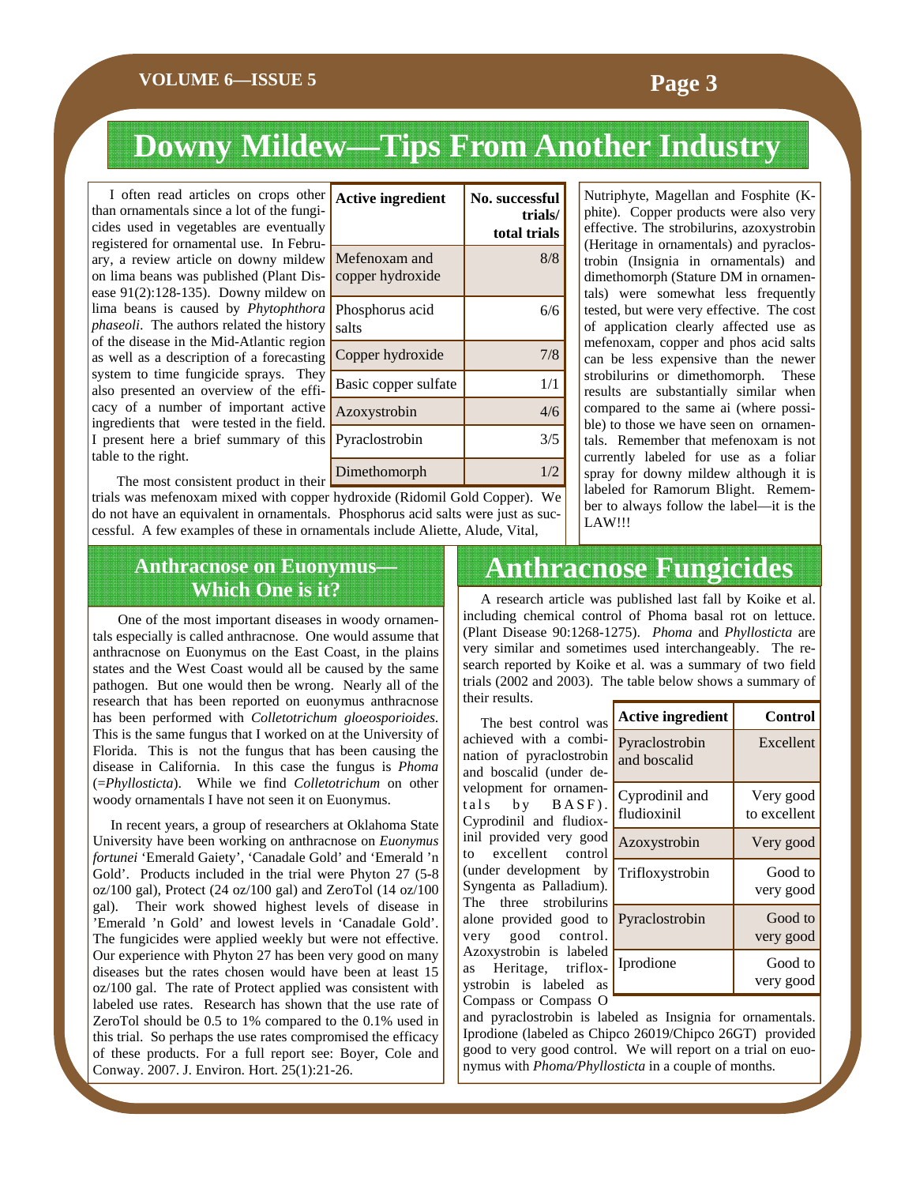# Downy Mildew—Tips From Another Industry

I often read articles on crops other than ornamentals since a lot of the fungicides used in vegetables are eventually registered for ornamental use. In February, a review article on downy mildew on lima beans was published (Plant Disease 91(2):128-135). Downy mildew on lima beans is caused by *Phytophthora phaseoli*. The authors related the history of the disease in the Mid-Atlantic region as well as a description of a forecasting system to time fungicide sprays. They also presented an overview of the efficacy of a number of important active ingredients that were tested in the field. I present here a brief summary of this table to the right.

| Active ingredient | No. successful trials/ total trials |
|---|---|
| Mefenoxam and copper hydroxide | 8/8 |
| Phosphorus acid salts | 6/6 |
| Copper hydroxide | 7/8 |
| Basic copper sulfate | 1/1 |
| Azoxystrobin | 4/6 |
| Pyraclostrobin | 3/5 |
| Dimethomorph | 1/2 |

The most consistent product in their trials was mefenoxam mixed with copper hydroxide (Ridomil Gold Copper). We do not have an equivalent in ornamentals. Phosphorus acid salts were just as successful. A few examples of these in ornamentals include Aliette, Alude, Vital, Nutriphyte, Magellan and Fosphite (K-phite). Copper products were also very effective. The strobilurins, azoxystrobin (Heritage in ornamentals) and pyraclostrobin (Insignia in ornamentals) and dimethomorph (Stature DM in ornamentals) were somewhat less frequently tested, but were very effective. The cost of application clearly affected use as mefenoxam, copper and phos acid salts can be less expensive than the newer strobilurins or dimethomorph. These results are substantially similar when compared to the same ai (where possible) to those we have seen on ornamentals. Remember that mefenoxam is not currently labeled for use as a foliar spray for downy mildew although it is labeled for Ramorum Blight. Remember to always follow the label—it is the LAW!!!

## Anthracnose on Euonymus—Which One is it?

One of the most important diseases in woody ornamentals especially is called anthracnose. One would assume that anthracnose on Euonymus on the East Coast, in the plains states and the West Coast would all be caused by the same pathogen. But one would then be wrong. Nearly all of the research that has been reported on euonymus anthracnose has been performed with *Colletotrichum gloeosporioides*. This is the same fungus that I worked on at the University of Florida. This is not the fungus that has been causing the disease in California. In this case the fungus is *Phoma* (=*Phyllosticta*). While we find *Colletotrichum* on other woody ornamentals I have not seen it on Euonymus.

In recent years, a group of researchers at Oklahoma State University have been working on anthracnose on *Euonymus fortunei* 'Emerald Gaiety', 'Canadale Gold' and 'Emerald 'n Gold'. Products included in the trial were Phyton 27 (5-8 oz/100 gal), Protect (24 oz/100 gal) and ZeroTol (14 oz/100 gal). Their work showed highest levels of disease in 'Emerald 'n Gold' and lowest levels in 'Canadale Gold'. The fungicides were applied weekly but were not effective. Our experience with Phyton 27 has been very good on many diseases but the rates chosen would have been at least 15 oz/100 gal. The rate of Protect applied was consistent with labeled use rates. Research has shown that the use rate of ZeroTol should be 0.5 to 1% compared to the 0.1% used in this trial. So perhaps the use rates compromised the efficacy of these products. For a full report see: Boyer, Cole and Conway. 2007. J. Environ. Hort. 25(1):21-26.

## Anthracnose Fungicides

A research article was published last fall by Koike et al. including chemical control of Phoma basal rot on lettuce. (Plant Disease 90:1268-1275). *Phoma* and *Phyllosticta* are very similar and sometimes used interchangeably. The research reported by Koike et al. was a summary of two field trials (2002 and 2003). The table below shows a summary of their results.

| Active ingredient | Control |
|---|---|
| Pyraclostrobin and boscalid | Excellent |
| Cyprodinil and fludioxinil | Very good to excellent |
| Azoxystrobin | Very good |
| Trifloxystrobin | Good to very good |
| Pyraclostrobin | Good to very good |
| Iprodione | Good to very good |

The best control was achieved with a combination of pyraclostrobin and boscalid (under development for ornamentals by BASF). Cyprodinil and fludioxinil provided very good to excellent control (under development by Syngenta as Palladium). The three strobilurins alone provided good to very good control. Azoxystrobin is labeled as Heritage, trifloxystrobin is labeled as Compass or Compass O and pyraclostrobin is labeled as Insignia for ornamentals. Iprodione (labeled as Chipco 26019/Chipco 26GT) provided good to very good control. We will report on a trial on euonymus with *Phoma/Phyllosticta* in a couple of months.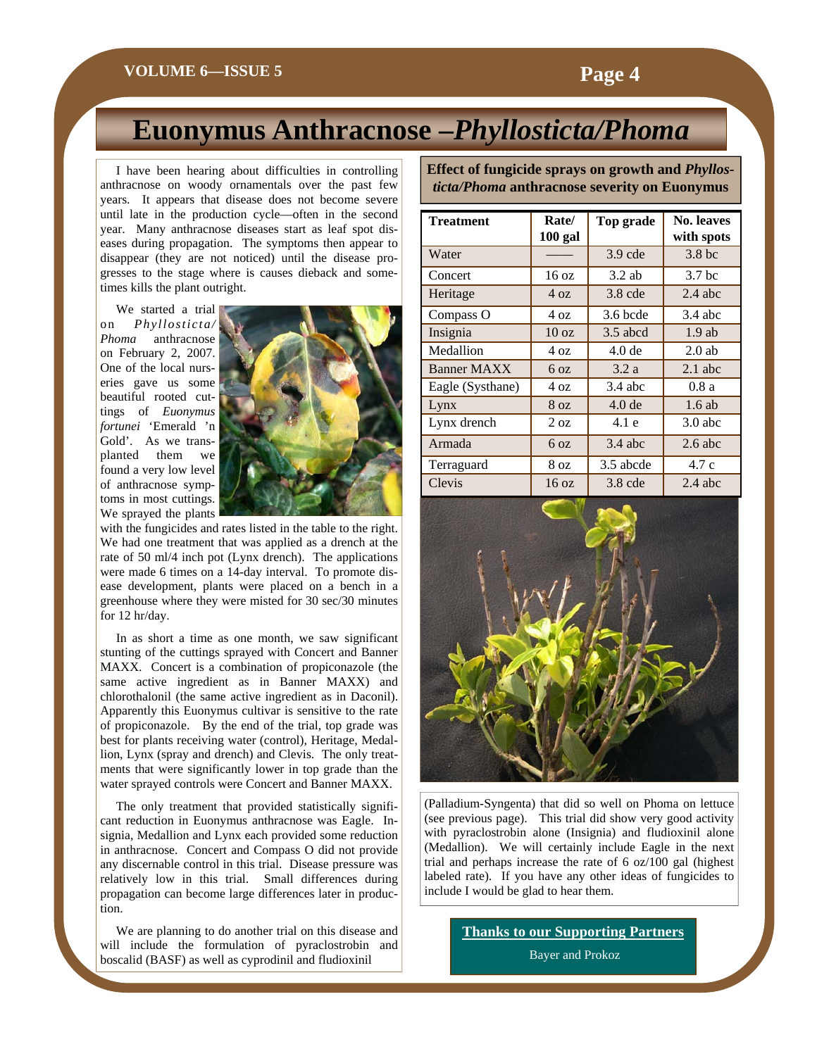# Euonymus Anthracnose –*Phyllosticta/Phoma*

I have been hearing about difficulties in controlling anthracnose on woody ornamentals over the past few years. It appears that disease does not become severe until late in the production cycle—often in the second year. Many anthracnose diseases start as leaf spot diseases during propagation. The symptoms then appear to disappear (they are not noticed) until the disease progresses to the stage where is causes dieback and sometimes kills the plant outright.

We started a trial on *Phyllosticta/Phoma* anthracnose on February 2, 2007. One of the local nurseries gave us some beautiful rooted cuttings of *Euonymus fortunei* 'Emerald 'n Gold'. As we transplanted them we found a very low level of anthracnose symptoms in most cuttings. We sprayed the plants with the fungicides and rates listed in the table to the right. We had one treatment that was applied as a drench at the rate of 50 ml/4 inch pot (Lynx drench). The applications were made 6 times on a 14-day interval. To promote disease development, plants were placed on a bench in a greenhouse where they were misted for 30 sec/30 minutes for 12 hr/day.

In as short a time as one month, we saw significant stunting of the cuttings sprayed with Concert and Banner MAXX. Concert is a combination of propiconazole (the same active ingredient as in Banner MAXX) and chlorothalonil (the same active ingredient as in Daconil). Apparently this Euonymus cultivar is sensitive to the rate of propiconazole. By the end of the trial, top grade was best for plants receiving water (control), Heritage, Medallion, Lynx (spray and drench) and Clevis. The only treatments that were significantly lower in top grade than the water sprayed controls were Concert and Banner MAXX.

The only treatment that provided statistically significant reduction in Euonymus anthracnose was Eagle. Insignia, Medallion and Lynx each provided some reduction in anthracnose. Concert and Compass O did not provide any discernable control in this trial. Disease pressure was relatively low in this trial. Small differences during propagation can become large differences later in production.

We are planning to do another trial on this disease and will include the formulation of pyraclostrobin and boscalid (BASF) as well as cyprodinil and fludioxinil (Palladium-Syngenta) that did so well on Phoma on lettuce (see previous page). This trial did show very good activity with pyraclostrobin alone (Insignia) and fludioxinil alone (Medallion). We will certainly include Eagle in the next trial and perhaps increase the rate of 6 oz/100 gal (highest labeled rate). If you have any other ideas of fungicides to include I would be glad to hear them.

**Effect of fungicide sprays on growth and *Phyllosticta/Phoma* anthracnose severity on Euonymus**

| Treatment | Rate/ 100 gal | Top grade | No. leaves with spots |
|---|---|---|---|
| Water | —— | 3.9 cde | 3.8 bc |
| Concert | 16 oz | 3.2 ab | 3.7 bc |
| Heritage | 4 oz | 3.8 cde | 2.4 abc |
| Compass O | 4 oz | 3.6 bcde | 3.4 abc |
| Insignia | 10 oz | 3.5 abcd | 1.9 ab |
| Medallion | 4 oz | 4.0 de | 2.0 ab |
| Banner MAXX | 6 oz | 3.2 a | 2.1 abc |
| Eagle (Systhane) | 4 oz | 3.4 abc | 0.8 a |
| Lynx | 8 oz | 4.0 de | 1.6 ab |
| Lynx drench | 2 oz | 4.1 e | 3.0 abc |
| Armada | 6 oz | 3.4 abc | 2.6 abc |
| Terraguard | 8 oz | 3.5 abcde | 4.7 c |
| Clevis | 16 oz | 3.8 cde | 2.4 abc |

**Thanks to our Supporting Partners**

Bayer and Prokoz